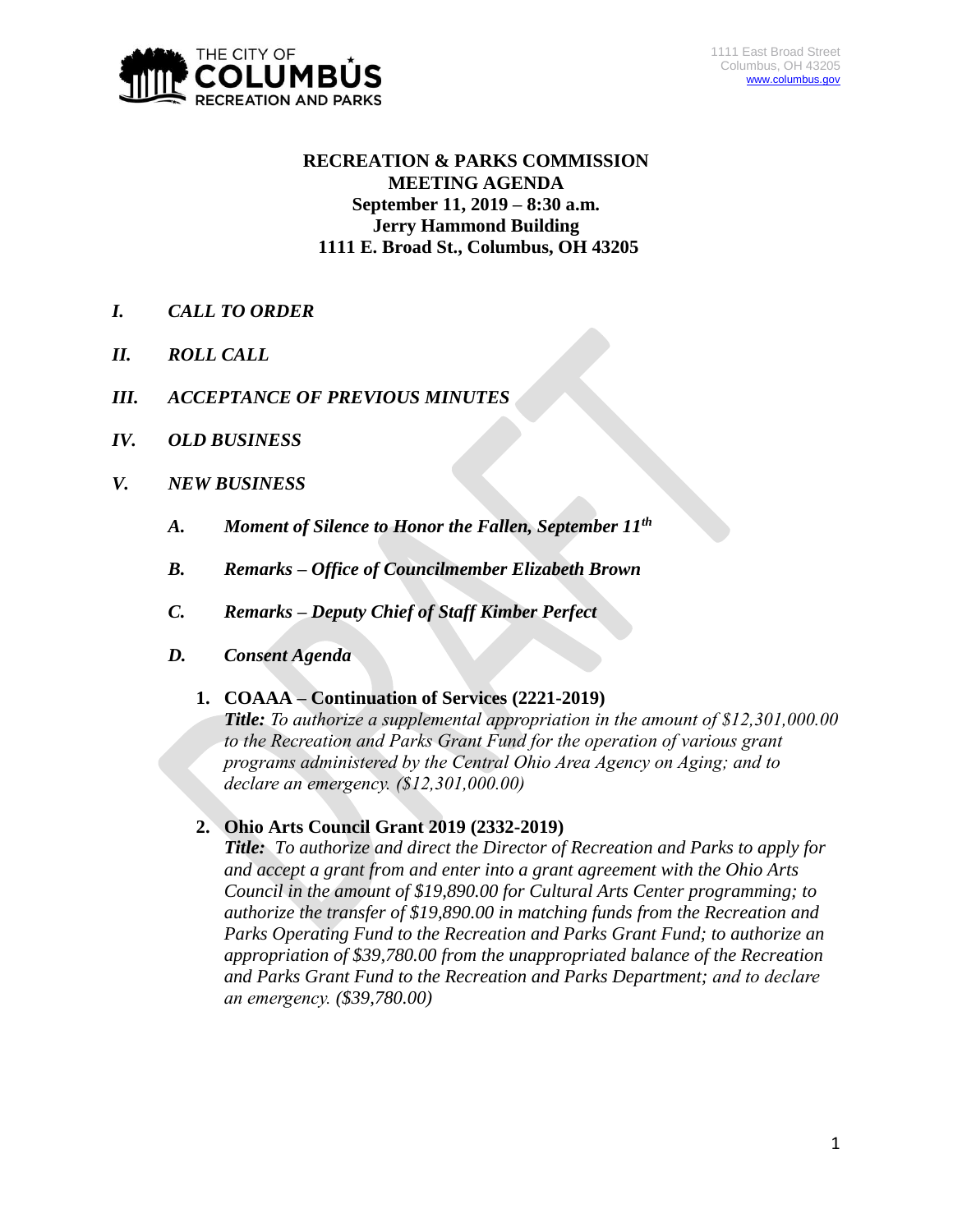THE CITY OF COLUMBUS RECREATION AND PARKS

1111 East Broad Street
Columbus, OH 43205
www.columbus.gov

**RECREATION & PARKS COMMISSION**
**MEETING AGENDA**
**September 11, 2019 – 8:30 a.m.**
**Jerry Hammond Building**
**1111 E. Broad St., Columbus, OH 43205**

***I. CALL TO ORDER***

***II. ROLL CALL***

***III. ACCEPTANCE OF PREVIOUS MINUTES***

***IV. OLD BUSINESS***

***V. NEW BUSINESS***

***A. Moment of Silence to Honor the Fallen, September 11th***

***B. Remarks – Office of Councilmember Elizabeth Brown***

***C. Remarks – Deputy Chief of Staff Kimber Perfect***

***D. Consent Agenda***

1. **COAAA – Continuation of Services (2221-2019)**
   ***Title:*** *To authorize a supplemental appropriation in the amount of $12,301,000.00 to the Recreation and Parks Grant Fund for the operation of various grant programs administered by the Central Ohio Area Agency on Aging; and to declare an emergency. ($12,301,000.00)*

2. **Ohio Arts Council Grant 2019 (2332-2019)**
   ***Title:*** *To authorize and direct the Director of Recreation and Parks to apply for and accept a grant from and enter into a grant agreement with the Ohio Arts Council in the amount of $19,890.00 for Cultural Arts Center programming; to authorize the transfer of $19,890.00 in matching funds from the Recreation and Parks Operating Fund to the Recreation and Parks Grant Fund; to authorize an appropriation of $39,780.00 from the unappropriated balance of the Recreation and Parks Grant Fund to the Recreation and Parks Department; and to declare an emergency. ($39,780.00)*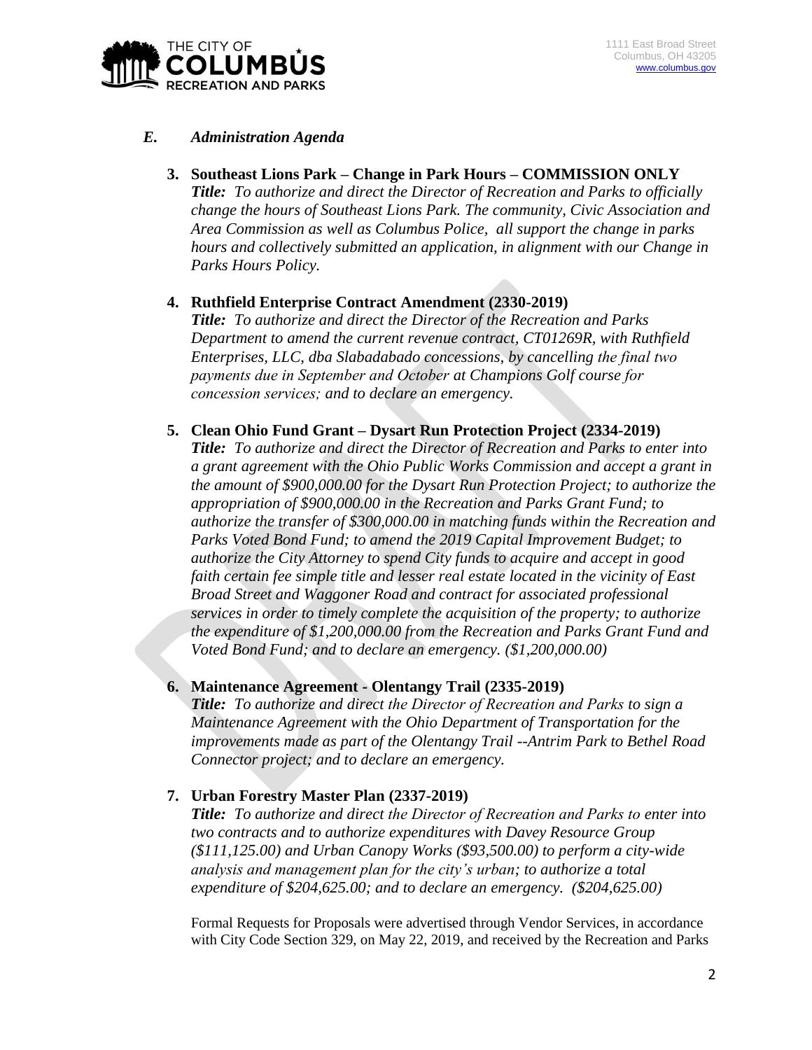## *E. Administration Agenda*

**3. Southeast Lions Park – Change in Park Hours – COMMISSION ONLY**
***Title:*** *To authorize and direct the Director of Recreation and Parks to officially change the hours of Southeast Lions Park. The community, Civic Association and Area Commission as well as Columbus Police, all support the change in parks hours and collectively submitted an application, in alignment with our Change in Parks Hours Policy.*

**4. Ruthfield Enterprise Contract Amendment (2330-2019)**
***Title:*** *To authorize and direct the Director of the Recreation and Parks Department to amend the current revenue contract, CT01269R, with Ruthfield Enterprises, LLC, dba Slabadabado concessions, by cancelling the final two payments due in September and October at Champions Golf course for concession services; and to declare an emergency.*

**5. Clean Ohio Fund Grant – Dysart Run Protection Project (2334-2019)**
***Title:*** *To authorize and direct the Director of Recreation and Parks to enter into a grant agreement with the Ohio Public Works Commission and accept a grant in the amount of $900,000.00 for the Dysart Run Protection Project; to authorize the appropriation of $900,000.00 in the Recreation and Parks Grant Fund; to authorize the transfer of $300,000.00 in matching funds within the Recreation and Parks Voted Bond Fund; to amend the 2019 Capital Improvement Budget; to authorize the City Attorney to spend City funds to acquire and accept in good faith certain fee simple title and lesser real estate located in the vicinity of East Broad Street and Waggoner Road and contract for associated professional services in order to timely complete the acquisition of the property; to authorize the expenditure of $1,200,000.00 from the Recreation and Parks Grant Fund and Voted Bond Fund; and to declare an emergency. ($1,200,000.00)*

**6. Maintenance Agreement - Olentangy Trail (2335-2019)**
***Title:*** *To authorize and direct the Director of Recreation and Parks to sign a Maintenance Agreement with the Ohio Department of Transportation for the improvements made as part of the Olentangy Trail --Antrim Park to Bethel Road Connector project; and to declare an emergency.*

**7. Urban Forestry Master Plan (2337-2019)**
***Title:*** *To authorize and direct the Director of Recreation and Parks to enter into two contracts and to authorize expenditures with Davey Resource Group ($111,125.00) and Urban Canopy Works ($93,500.00) to perform a city-wide analysis and management plan for the city's urban; to authorize a total expenditure of $204,625.00; and to declare an emergency. ($204,625.00)*

Formal Requests for Proposals were advertised through Vendor Services, in accordance with City Code Section 329, on May 22, 2019, and received by the Recreation and Parks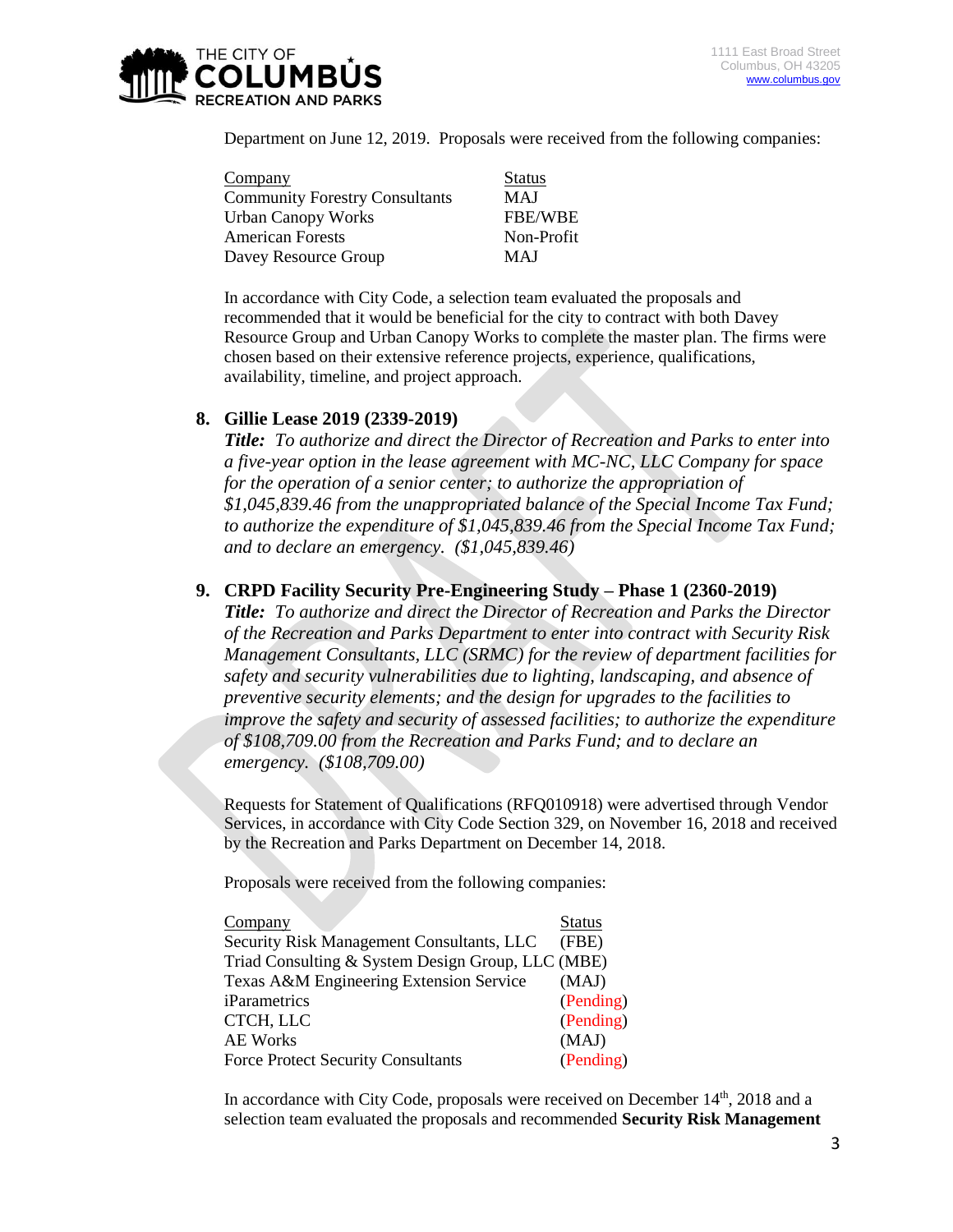Department on June 12, 2019. Proposals were received from the following companies:

| Company | Status |
| --- | --- |
| Community Forestry Consultants | MAJ |
| Urban Canopy Works | FBE/WBE |
| American Forests | Non-Profit |
| Davey Resource Group | MAJ |

In accordance with City Code, a selection team evaluated the proposals and recommended that it would be beneficial for the city to contract with both Davey Resource Group and Urban Canopy Works to complete the master plan. The firms were chosen based on their extensive reference projects, experience, qualifications, availability, timeline, and project approach.

8. **Gillie Lease 2019 (2339-2019)**
   ***Title:*** *To authorize and direct the Director of Recreation and Parks to enter into a five-year option in the lease agreement with MC-NC, LLC Company for space for the operation of a senior center; to authorize the appropriation of $1,045,839.46 from the unappropriated balance of the Special Income Tax Fund; to authorize the expenditure of $1,045,839.46 from the Special Income Tax Fund; and to declare an emergency. ($1,045,839.46)*

9. **CRPD Facility Security Pre-Engineering Study – Phase 1 (2360-2019)**
   ***Title:*** *To authorize and direct the Director of Recreation and Parks the Director of the Recreation and Parks Department to enter into contract with Security Risk Management Consultants, LLC (SRMC) for the review of department facilities for safety and security vulnerabilities due to lighting, landscaping, and absence of preventive security elements; and the design for upgrades to the facilities to improve the safety and security of assessed facilities; to authorize the expenditure of $108,709.00 from the Recreation and Parks Fund; and to declare an emergency. ($108,709.00)*

Requests for Statement of Qualifications (RFQ010918) were advertised through Vendor Services, in accordance with City Code Section 329, on November 16, 2018 and received by the Recreation and Parks Department on December 14, 2018.

Proposals were received from the following companies:

| Company | Status |
| --- | --- |
| Security Risk Management Consultants, LLC | (FBE) |
| Triad Consulting & System Design Group, LLC | (MBE) |
| Texas A&M Engineering Extension Service | (MAJ) |
| iParametrics | (Pending) |
| CTCH, LLC | (Pending) |
| AE Works | (MAJ) |
| Force Protect Security Consultants | (Pending) |

In accordance with City Code, proposals were received on December 14th, 2018 and a selection team evaluated the proposals and recommended **Security Risk Management**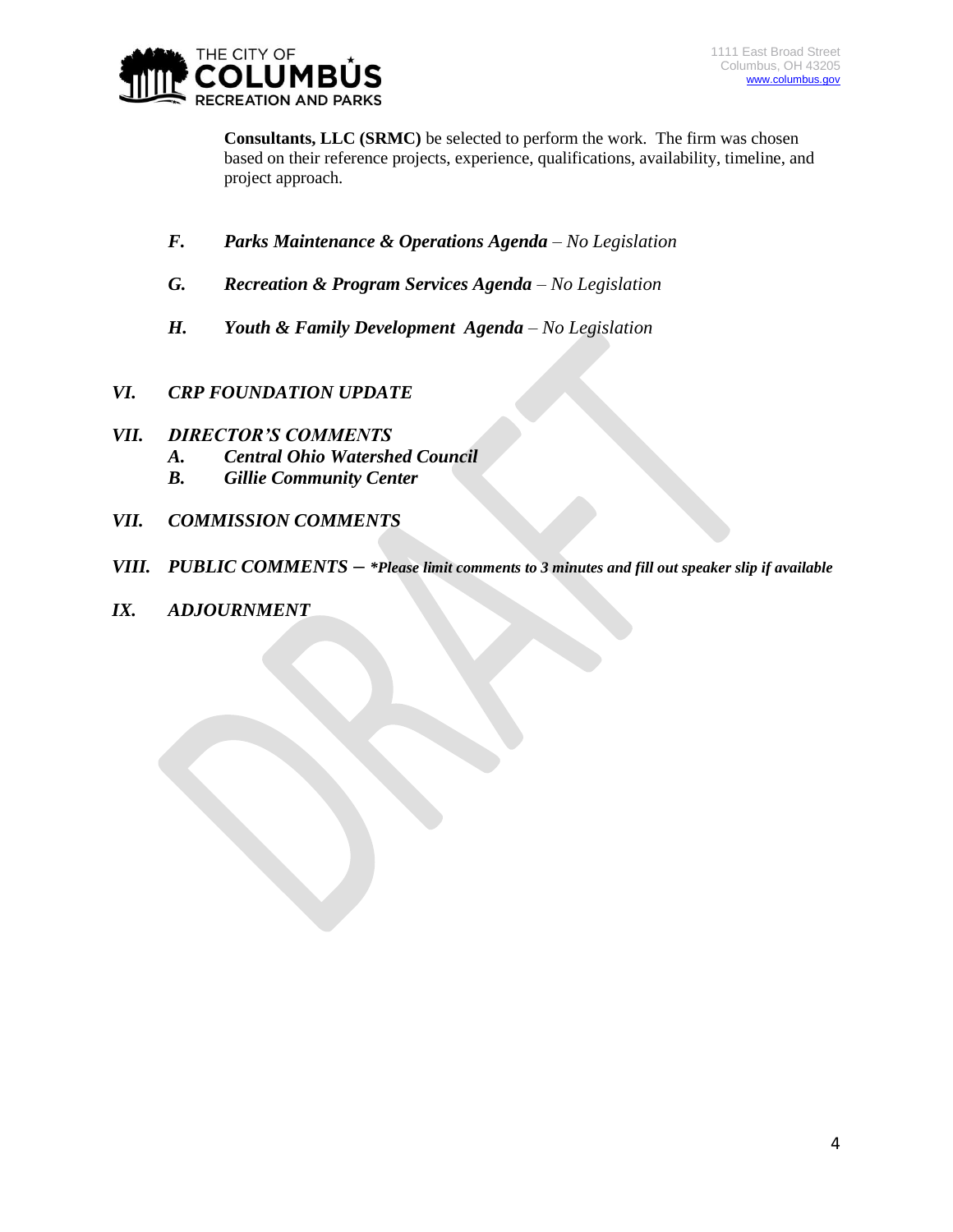**Consultants, LLC (SRMC)** be selected to perform the work. The firm was chosen based on their reference projects, experience, qualifications, availability, timeline, and project approach.

*F.* ***Parks Maintenance & Operations Agenda*** *– No Legislation*

*G.* ***Recreation & Program Services Agenda*** *– No Legislation*

*H.* ***Youth & Family Development Agenda*** *– No Legislation*

## *VI. CRP FOUNDATION UPDATE*

## *VII. DIRECTOR'S COMMENTS*

*A.* ***Central Ohio Watershed Council***

*B.* ***Gillie Community Center***

## *VII. COMMISSION COMMENTS*

## *VIII. PUBLIC COMMENTS –* ***\*Please limit comments to 3 minutes and fill out speaker slip if available***

## *IX. ADJOURNMENT*